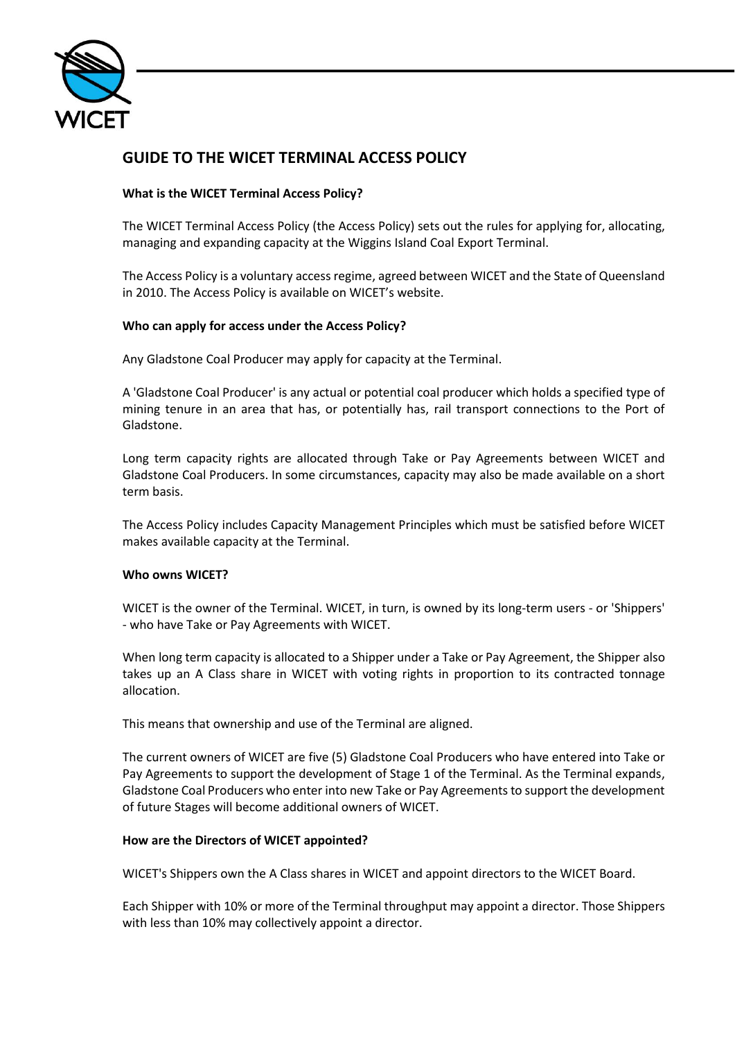# GUIDE TO THE WICET TERMINAL ACCESS POLICY

**What is the WICET Terminal Access Policy?**

The WICET Terminal Access Policy (the Access Policy) sets out the rules for applying for, allocating, managing and expanding capacity at the Wiggins Island Coal Export Terminal.

The Access Policy is a voluntary access regime, agreed between WICET and the State of Queensland in 2010. The Access Policy is available on WICET's website.

**Who can apply for access under the Access Policy?**

Any Gladstone Coal Producer may apply for capacity at the Terminal.

A 'Gladstone Coal Producer' is any actual or potential coal producer which holds a specified type of mining tenure in an area that has, or potentially has, rail transport connections to the Port of Gladstone.

Long term capacity rights are allocated through Take or Pay Agreements between WICET and Gladstone Coal Producers. In some circumstances, capacity may also be made available on a short term basis.

The Access Policy includes Capacity Management Principles which must be satisfied before WICET makes available capacity at the Terminal.

**Who owns WICET?**

WICET is the owner of the Terminal. WICET, in turn, is owned by its long-term users - or 'Shippers' - who have Take or Pay Agreements with WICET.

When long term capacity is allocated to a Shipper under a Take or Pay Agreement, the Shipper also takes up an A Class share in WICET with voting rights in proportion to its contracted tonnage allocation.

This means that ownership and use of the Terminal are aligned.

The current owners of WICET are five (5) Gladstone Coal Producers who have entered into Take or Pay Agreements to support the development of Stage 1 of the Terminal. As the Terminal expands, Gladstone Coal Producers who enter into new Take or Pay Agreements to support the development of future Stages will become additional owners of WICET.

**How are the Directors of WICET appointed?**

WICET's Shippers own the A Class shares in WICET and appoint directors to the WICET Board.

Each Shipper with 10% or more of the Terminal throughput may appoint a director. Those Shippers with less than 10% may collectively appoint a director.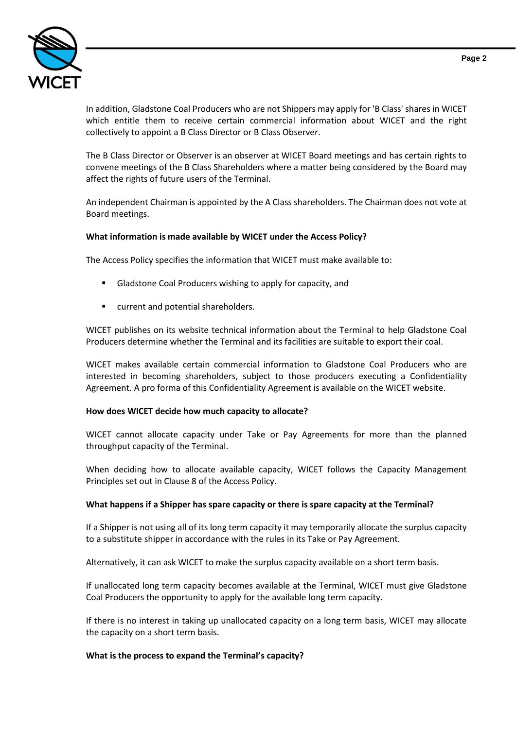In addition, Gladstone Coal Producers who are not Shippers may apply for 'B Class' shares in WICET which entitle them to receive certain commercial information about WICET and the right collectively to appoint a B Class Director or B Class Observer.

The B Class Director or Observer is an observer at WICET Board meetings and has certain rights to convene meetings of the B Class Shareholders where a matter being considered by the Board may affect the rights of future users of the Terminal.

An independent Chairman is appointed by the A Class shareholders. The Chairman does not vote at Board meetings.

**What information is made available by WICET under the Access Policy?**

The Access Policy specifies the information that WICET must make available to:

- Gladstone Coal Producers wishing to apply for capacity, and
- current and potential shareholders.

WICET publishes on its website technical information about the Terminal to help Gladstone Coal Producers determine whether the Terminal and its facilities are suitable to export their coal.

WICET makes available certain commercial information to Gladstone Coal Producers who are interested in becoming shareholders, subject to those producers executing a Confidentiality Agreement. A pro forma of this Confidentiality Agreement is available on the WICET website.

**How does WICET decide how much capacity to allocate?**

WICET cannot allocate capacity under Take or Pay Agreements for more than the planned throughput capacity of the Terminal.

When deciding how to allocate available capacity, WICET follows the Capacity Management Principles set out in Clause 8 of the Access Policy.

**What happens if a Shipper has spare capacity or there is spare capacity at the Terminal?**

If a Shipper is not using all of its long term capacity it may temporarily allocate the surplus capacity to a substitute shipper in accordance with the rules in its Take or Pay Agreement.

Alternatively, it can ask WICET to make the surplus capacity available on a short term basis.

If unallocated long term capacity becomes available at the Terminal, WICET must give Gladstone Coal Producers the opportunity to apply for the available long term capacity.

If there is no interest in taking up unallocated capacity on a long term basis, WICET may allocate the capacity on a short term basis.

**What is the process to expand the Terminal's capacity?**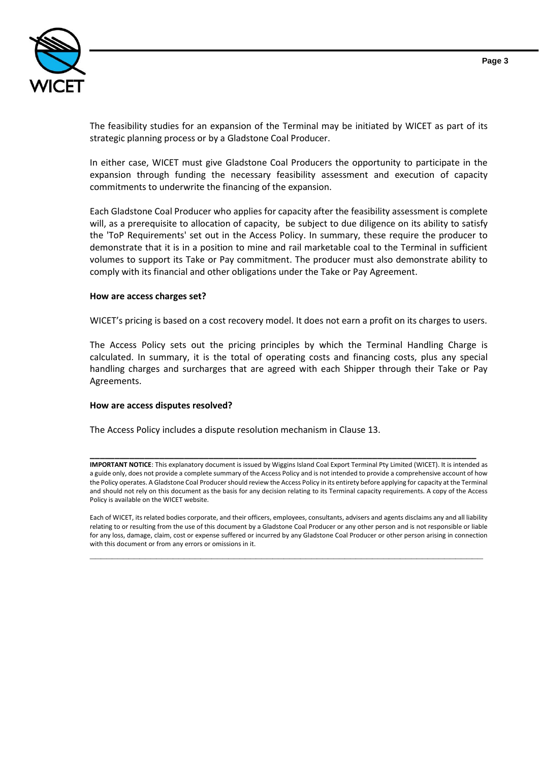The feasibility studies for an expansion of the Terminal may be initiated by WICET as part of its strategic planning process or by a Gladstone Coal Producer.

In either case, WICET must give Gladstone Coal Producers the opportunity to participate in the expansion through funding the necessary feasibility assessment and execution of capacity commitments to underwrite the financing of the expansion.

Each Gladstone Coal Producer who applies for capacity after the feasibility assessment is complete will, as a prerequisite to allocation of capacity, be subject to due diligence on its ability to satisfy the 'ToP Requirements' set out in the Access Policy. In summary, these require the producer to demonstrate that it is in a position to mine and rail marketable coal to the Terminal in sufficient volumes to support its Take or Pay commitment. The producer must also demonstrate ability to comply with its financial and other obligations under the Take or Pay Agreement.

**How are access charges set?**

WICET's pricing is based on a cost recovery model. It does not earn a profit on its charges to users.

The Access Policy sets out the pricing principles by which the Terminal Handling Charge is calculated. In summary, it is the total of operating costs and financing costs, plus any special handling charges and surcharges that are agreed with each Shipper through their Take or Pay Agreements.

**How are access disputes resolved?**

The Access Policy includes a dispute resolution mechanism in Clause 13.

---

**IMPORTANT NOTICE**: This explanatory document is issued by Wiggins Island Coal Export Terminal Pty Limited (WICET). It is intended as a guide only, does not provide a complete summary of the Access Policy and is not intended to provide a comprehensive account of how the Policy operates. A Gladstone Coal Producer should review the Access Policy in its entirety before applying for capacity at the Terminal and should not rely on this document as the basis for any decision relating to its Terminal capacity requirements. A copy of the Access Policy is available on the WICET website.

Each of WICET, its related bodies corporate, and their officers, employees, consultants, advisers and agents disclaims any and all liability relating to or resulting from the use of this document by a Gladstone Coal Producer or any other person and is not responsible or liable for any loss, damage, claim, cost or expense suffered or incurred by any Gladstone Coal Producer or other person arising in connection with this document or from any errors or omissions in it.